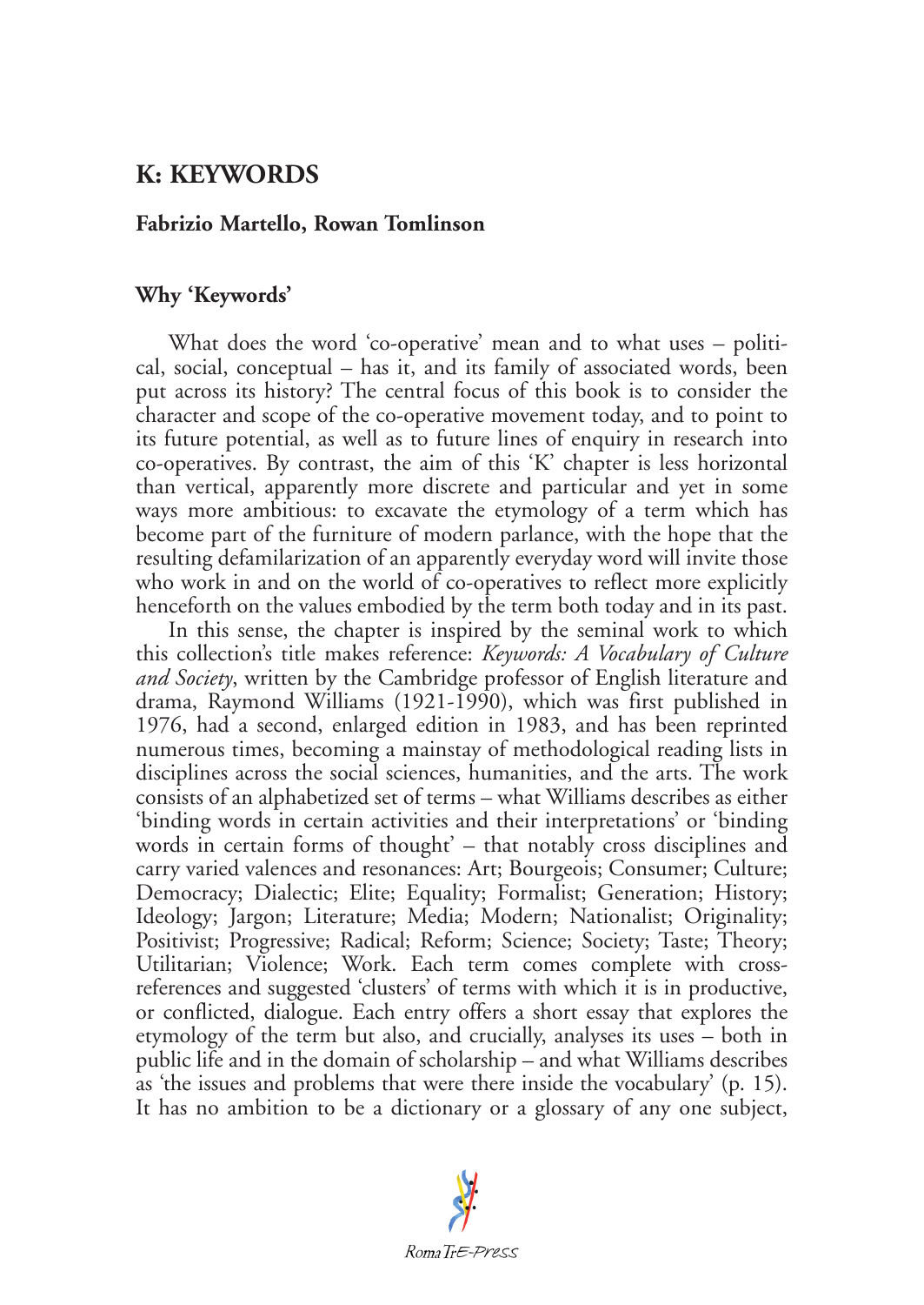# K: KEYWORDS

**Fabrizio Martello, Rowan Tomlinson**

## Why 'Keywords'

What does the word 'co-operative' mean and to what uses – political, social, conceptual – has it, and its family of associated words, been put across its history? The central focus of this book is to consider the character and scope of the co-operative movement today, and to point to its future potential, as well as to future lines of enquiry in research into co-operatives. By contrast, the aim of this 'K' chapter is less horizontal than vertical, apparently more discrete and particular and yet in some ways more ambitious: to excavate the etymology of a term which has become part of the furniture of modern parlance, with the hope that the resulting defamilarization of an apparently everyday word will invite those who work in and on the world of co-operatives to reflect more explicitly henceforth on the values embodied by the term both today and in its past.

In this sense, the chapter is inspired by the seminal work to which this collection's title makes reference: *Keywords: A Vocabulary of Culture and Society*, written by the Cambridge professor of English literature and drama, Raymond Williams (1921-1990), which was first published in 1976, had a second, enlarged edition in 1983, and has been reprinted numerous times, becoming a mainstay of methodological reading lists in disciplines across the social sciences, humanities, and the arts. The work consists of an alphabetized set of terms – what Williams describes as either 'binding words in certain activities and their interpretations' or 'binding words in certain forms of thought' – that notably cross disciplines and carry varied valences and resonances: Art; Bourgeois; Consumer; Culture; Democracy; Dialectic; Elite; Equality; Formalist; Generation; History; Ideology; Jargon; Literature; Media; Modern; Nationalist; Originality; Positivist; Progressive; Radical; Reform; Science; Society; Taste; Theory; Utilitarian; Violence; Work. Each term comes complete with cross-references and suggested 'clusters' of terms with which it is in productive, or conflicted, dialogue. Each entry offers a short essay that explores the etymology of the term but also, and crucially, analyses its uses – both in public life and in the domain of scholarship – and what Williams describes as 'the issues and problems that were there inside the vocabulary' (p. 15). It has no ambition to be a dictionary or a glossary of any one subject,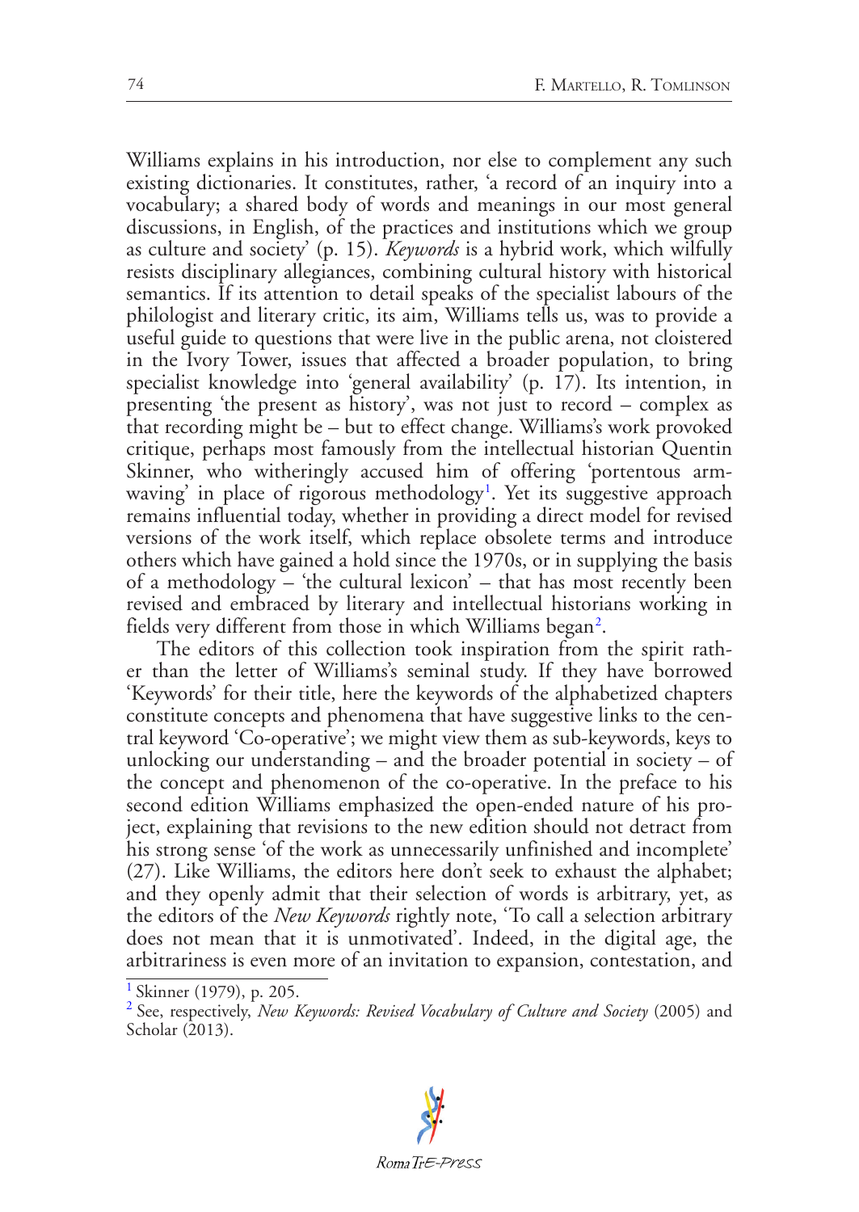Williams explains in his introduction, nor else to complement any such existing dictionaries. It constitutes, rather, 'a record of an inquiry into a vocabulary; a shared body of words and meanings in our most general discussions, in English, of the practices and institutions which we group as culture and society' (p. 15). *Keywords* is a hybrid work, which wilfully resists disciplinary allegiances, combining cultural history with historical semantics. If its attention to detail speaks of the specialist labours of the philologist and literary critic, its aim, Williams tells us, was to provide a useful guide to questions that were live in the public arena, not cloistered in the Ivory Tower, issues that affected a broader population, to bring specialist knowledge into 'general availability' (p. 17). Its intention, in presenting 'the present as history', was not just to record – complex as that recording might be – but to effect change. Williams's work provoked critique, perhaps most famously from the intellectual historian Quentin Skinner, who witheringly accused him of offering 'portentous arm-waving' in place of rigorous methodology[1]. Yet its suggestive approach remains influential today, whether in providing a direct model for revised versions of the work itself, which replace obsolete terms and introduce others which have gained a hold since the 1970s, or in supplying the basis of a methodology – 'the cultural lexicon' – that has most recently been revised and embraced by literary and intellectual historians working in fields very different from those in which Williams began[2].

The editors of this collection took inspiration from the spirit rather than the letter of Williams's seminal study. If they have borrowed 'Keywords' for their title, here the keywords of the alphabetized chapters constitute concepts and phenomena that have suggestive links to the central keyword 'Co-operative'; we might view them as sub-keywords, keys to unlocking our understanding – and the broader potential in society – of the concept and phenomenon of the co-operative. In the preface to his second edition Williams emphasized the open-ended nature of his project, explaining that revisions to the new edition should not detract from his strong sense 'of the work as unnecessarily unfinished and incomplete' (27). Like Williams, the editors here don't seek to exhaust the alphabet; and they openly admit that their selection of words is arbitrary, yet, as the editors of the *New Keywords* rightly note, 'To call a selection arbitrary does not mean that it is unmotivated'. Indeed, in the digital age, the arbitrariness is even more of an invitation to expansion, contestation, and

[1] Skinner (1979), p. 205.

[2] See, respectively, *New Keywords: Revised Vocabulary of Culture and Society* (2005) and Scholar (2013).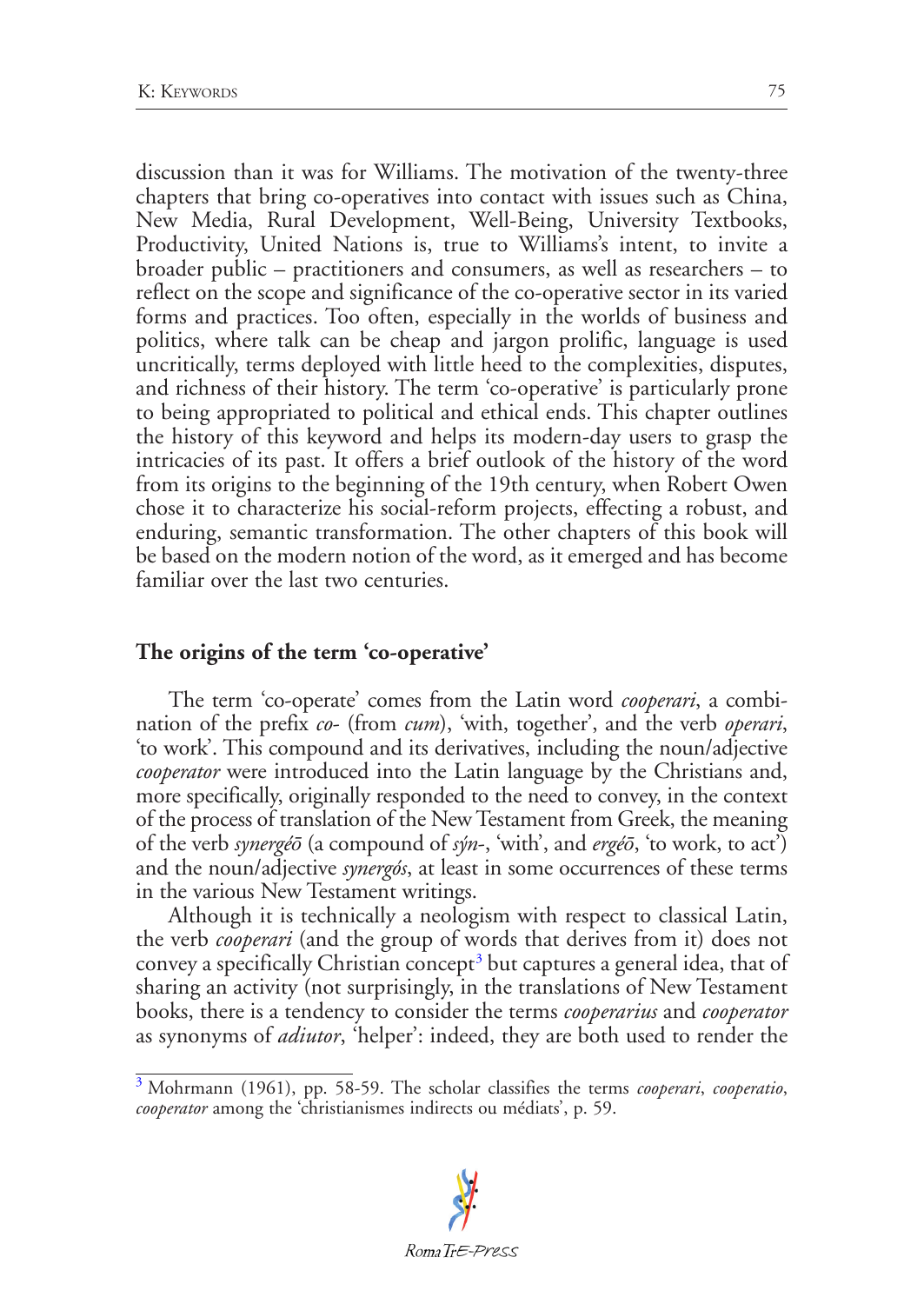discussion than it was for Williams. The motivation of the twenty-three chapters that bring co-operatives into contact with issues such as China, New Media, Rural Development, Well-Being, University Textbooks, Productivity, United Nations is, true to Williams's intent, to invite a broader public – practitioners and consumers, as well as researchers – to reflect on the scope and significance of the co-operative sector in its varied forms and practices. Too often, especially in the worlds of business and politics, where talk can be cheap and jargon prolific, language is used uncritically, terms deployed with little heed to the complexities, disputes, and richness of their history. The term 'co-operative' is particularly prone to being appropriated to political and ethical ends. This chapter outlines the history of this keyword and helps its modern-day users to grasp the intricacies of its past. It offers a brief outlook of the history of the word from its origins to the beginning of the 19th century, when Robert Owen chose it to characterize his social-reform projects, effecting a robust, and enduring, semantic transformation. The other chapters of this book will be based on the modern notion of the word, as it emerged and has become familiar over the last two centuries.

## The origins of the term 'co-operative'

The term 'co-operate' comes from the Latin word *cooperari*, a combination of the prefix *co-* (from *cum*), 'with, together', and the verb *operari*, 'to work'. This compound and its derivatives, including the noun/adjective *cooperator* were introduced into the Latin language by the Christians and, more specifically, originally responded to the need to convey, in the context of the process of translation of the New Testament from Greek, the meaning of the verb *synergéō* (a compound of *sýn-*, 'with', and *ergéō*, 'to work, to act') and the noun/adjective *synergós*, at least in some occurrences of these terms in the various New Testament writings.

Although it is technically a neologism with respect to classical Latin, the verb *cooperari* (and the group of words that derives from it) does not convey a specifically Christian concept[3] but captures a general idea, that of sharing an activity (not surprisingly, in the translations of New Testament books, there is a tendency to consider the terms *cooperarius* and *cooperator* as synonyms of *adiutor*, 'helper': indeed, they are both used to render the

[3] Mohrmann (1961), pp. 58-59. The scholar classifies the terms *cooperari*, *cooperatio*, *cooperator* among the 'christianismes indirects ou médiats', p. 59.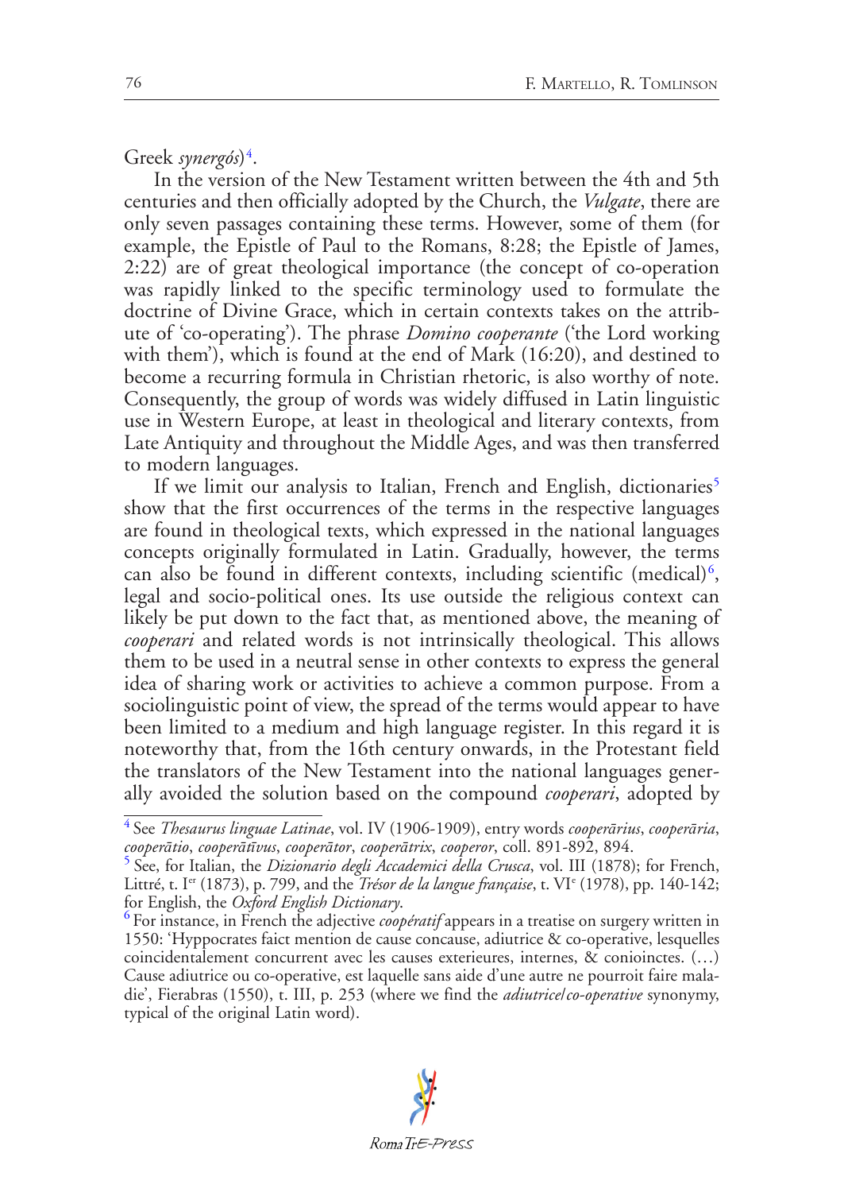Greek *synergós*)[4].

In the version of the New Testament written between the 4th and 5th centuries and then officially adopted by the Church, the *Vulgate*, there are only seven passages containing these terms. However, some of them (for example, the Epistle of Paul to the Romans, 8:28; the Epistle of James, 2:22) are of great theological importance (the concept of co-operation was rapidly linked to the specific terminology used to formulate the doctrine of Divine Grace, which in certain contexts takes on the attribute of 'co-operating'). The phrase *Domino cooperante* ('the Lord working with them'), which is found at the end of Mark (16:20), and destined to become a recurring formula in Christian rhetoric, is also worthy of note. Consequently, the group of words was widely diffused in Latin linguistic use in Western Europe, at least in theological and literary contexts, from Late Antiquity and throughout the Middle Ages, and was then transferred to modern languages.

If we limit our analysis to Italian, French and English, dictionaries[5] show that the first occurrences of the terms in the respective languages are found in theological texts, which expressed in the national languages concepts originally formulated in Latin. Gradually, however, the terms can also be found in different contexts, including scientific (medical)[6], legal and socio-political ones. Its use outside the religious context can likely be put down to the fact that, as mentioned above, the meaning of *cooperari* and related words is not intrinsically theological. This allows them to be used in a neutral sense in other contexts to express the general idea of sharing work or activities to achieve a common purpose. From a sociolinguistic point of view, the spread of the terms would appear to have been limited to a medium and high language register. In this regard it is noteworthy that, from the 16th century onwards, in the Protestant field the translators of the New Testament into the national languages generally avoided the solution based on the compound *cooperari*, adopted by

---

[4] See *Thesaurus linguae Latinae*, vol. IV (1906-1909), entry words *cooperārius*, *cooperāria*, *cooperātio*, *cooperātīvus*, *cooperātor*, *cooperātrix*, *cooperor*, coll. 891-892, 894.

[5] See, for Italian, the *Dizionario degli Accademici della Crusca*, vol. III (1878); for French, Littré, t. I[er] (1873), p. 799, and the *Trésor de la langue française*, t. VI[e] (1978), pp. 140-142; for English, the *Oxford English Dictionary*.

[6] For instance, in French the adjective *coopératif* appears in a treatise on surgery written in 1550: 'Hyppocrates faict mention de cause concause, adiutrice & co-operative, lesquelles coincidentalement concurrent avec les causes exterieures, internes, & conioinctes. (…) Cause adiutrice ou co-operative, est laquelle sans aide d'une autre ne pourroit faire maladie', Fierabras (1550), t. III, p. 253 (where we find the *adiutrice/co-operative* synonymy, typical of the original Latin word).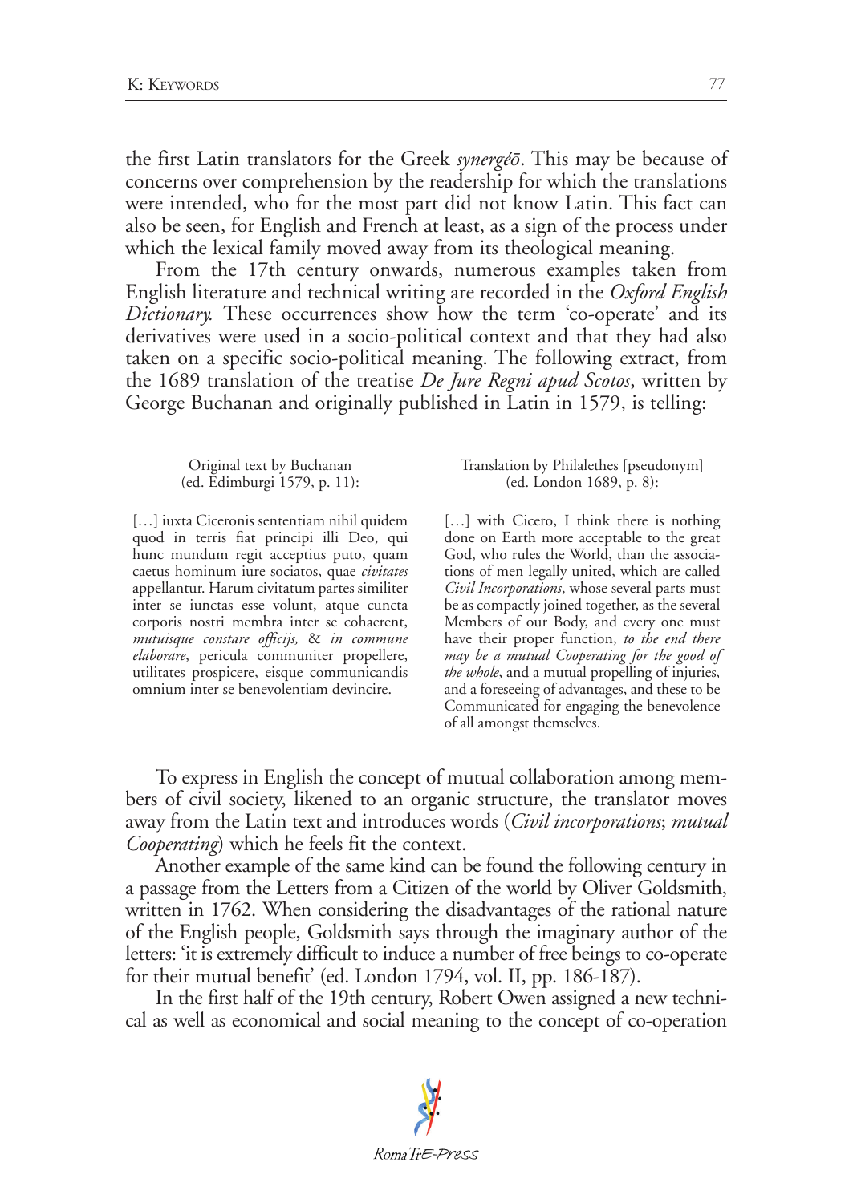the first Latin translators for the Greek *synergéō*. This may be because of concerns over comprehension by the readership for which the translations were intended, who for the most part did not know Latin. This fact can also be seen, for English and French at least, as a sign of the process under which the lexical family moved away from its theological meaning.

From the 17th century onwards, numerous examples taken from English literature and technical writing are recorded in the *Oxford English Dictionary.* These occurrences show how the term 'co-operate' and its derivatives were used in a socio-political context and that they had also taken on a specific socio-political meaning. The following extract, from the 1689 translation of the treatise *De Jure Regni apud Scotos*, written by George Buchanan and originally published in Latin in 1579, is telling:

| Original text by Buchanan (ed. Edimburgi 1579, p. 11): | Translation by Philalethes [pseudonym] (ed. London 1689, p. 8): |
|---|---|
| […] iuxta Ciceronis sententiam nihil quidem quod in terris fiat principi illi Deo, qui hunc mundum regit acceptius puto, quam caetus hominum iure sociatos, quae *civitates* appellantur. Harum civitatum partes similiter inter se iunctas esse volunt, atque cuncta corporis nostri membra inter se cohaerent, *mutuisque constare officijs,* & *in commune elaborare*, pericula communiter propellere, utilitates prospicere, eisque communicandis omnium inter se benevolentiam devincire. | […] with Cicero, I think there is nothing done on Earth more acceptable to the great God, who rules the World, than the associations of men legally united, which are called *Civil Incorporations*, whose several parts must be as compactly joined together, as the several Members of our Body, and every one must have their proper function, *to the end there may be a mutual Cooperating for the good of the whole*, and a mutual propelling of injuries, and a foreseeing of advantages, and these to be Communicated for engaging the benevolence of all amongst themselves. |

To express in English the concept of mutual collaboration among members of civil society, likened to an organic structure, the translator moves away from the Latin text and introduces words (*Civil incorporations*; *mutual Cooperating*) which he feels fit the context.

Another example of the same kind can be found the following century in a passage from the Letters from a Citizen of the world by Oliver Goldsmith, written in 1762. When considering the disadvantages of the rational nature of the English people, Goldsmith says through the imaginary author of the letters: 'it is extremely difficult to induce a number of free beings to co-operate for their mutual benefit' (ed. London 1794, vol. II, pp. 186-187).

In the first half of the 19th century, Robert Owen assigned a new technical as well as economical and social meaning to the concept of co-operation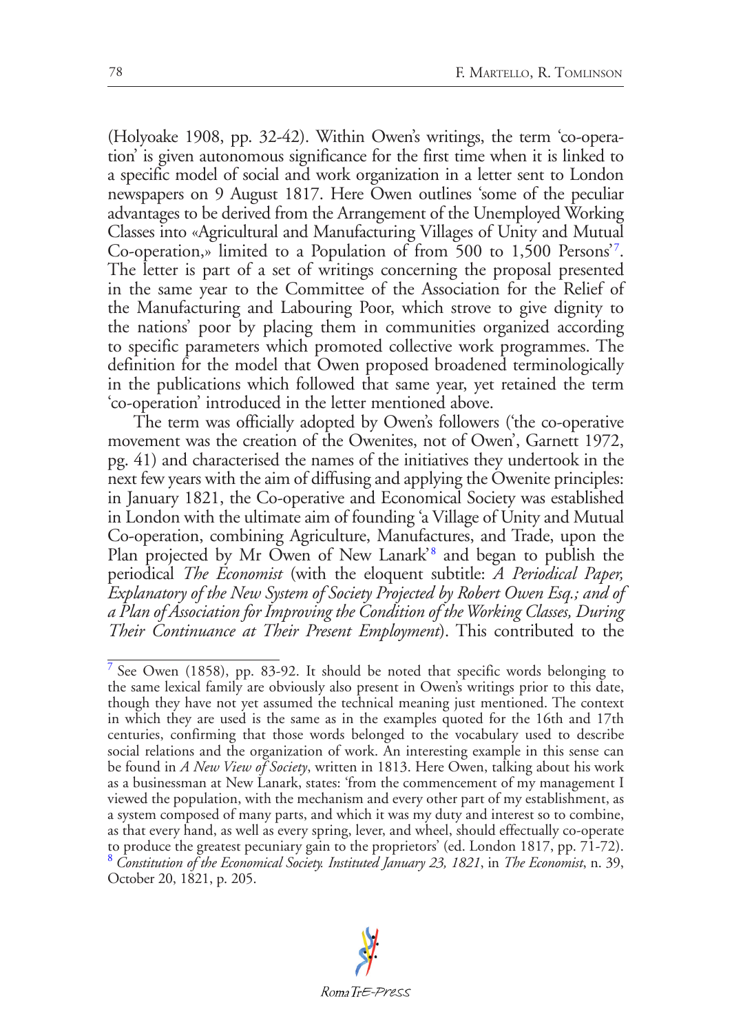(Holyoake 1908, pp. 32-42). Within Owen's writings, the term 'co-operation' is given autonomous significance for the first time when it is linked to a specific model of social and work organization in a letter sent to London newspapers on 9 August 1817. Here Owen outlines 'some of the peculiar advantages to be derived from the Arrangement of the Unemployed Working Classes into «Agricultural and Manufacturing Villages of Unity and Mutual Co-operation,» limited to a Population of from 500 to 1,500 Persons'[7]. The letter is part of a set of writings concerning the proposal presented in the same year to the Committee of the Association for the Relief of the Manufacturing and Labouring Poor, which strove to give dignity to the nations' poor by placing them in communities organized according to specific parameters which promoted collective work programmes. The definition for the model that Owen proposed broadened terminologically in the publications which followed that same year, yet retained the term 'co-operation' introduced in the letter mentioned above.

The term was officially adopted by Owen's followers ('the co-operative movement was the creation of the Owenites, not of Owen', Garnett 1972, pg. 41) and characterised the names of the initiatives they undertook in the next few years with the aim of diffusing and applying the Owenite principles: in January 1821, the Co-operative and Economical Society was established in London with the ultimate aim of founding 'a Village of Unity and Mutual Co-operation, combining Agriculture, Manufactures, and Trade, upon the Plan projected by Mr Owen of New Lanark'[8] and began to publish the periodical *The Economist* (with the eloquent subtitle: *A Periodical Paper, Explanatory of the New System of Society Projected by Robert Owen Esq.; and of a Plan of Association for Improving the Condition of the Working Classes, During Their Continuance at Their Present Employment*). This contributed to the

---

[7] See Owen (1858), pp. 83-92. It should be noted that specific words belonging to the same lexical family are obviously also present in Owen's writings prior to this date, though they have not yet assumed the technical meaning just mentioned. The context in which they are used is the same as in the examples quoted for the 16th and 17th centuries, confirming that those words belonged to the vocabulary used to describe social relations and the organization of work. An interesting example in this sense can be found in *A New View of Society*, written in 1813. Here Owen, talking about his work as a businessman at New Lanark, states: 'from the commencement of my management I viewed the population, with the mechanism and every other part of my establishment, as a system composed of many parts, and which it was my duty and interest so to combine, as that every hand, as well as every spring, lever, and wheel, should effectually co-operate to produce the greatest pecuniary gain to the proprietors' (ed. London 1817, pp. 71-72).

[8] *Constitution of the Economical Society. Instituted January 23, 1821*, in *The Economist*, n. 39, October 20, 1821, p. 205.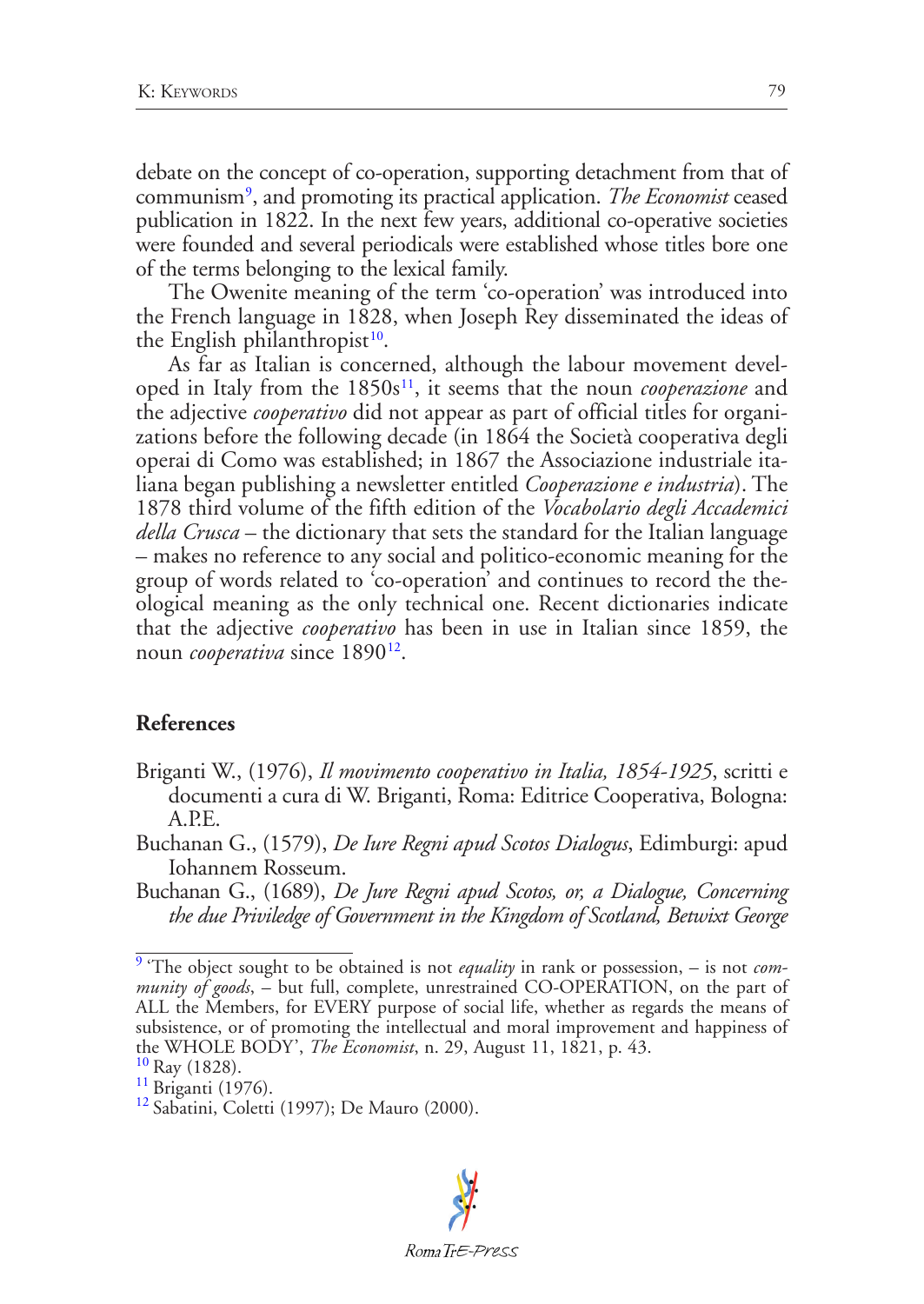debate on the concept of co-operation, supporting detachment from that of communism[9], and promoting its practical application. *The Economist* ceased publication in 1822. In the next few years, additional co-operative societies were founded and several periodicals were established whose titles bore one of the terms belonging to the lexical family.

The Owenite meaning of the term 'co-operation' was introduced into the French language in 1828, when Joseph Rey disseminated the ideas of the English philanthropist[10].

As far as Italian is concerned, although the labour movement developed in Italy from the 1850s[11], it seems that the noun *cooperazione* and the adjective *cooperativo* did not appear as part of official titles for organizations before the following decade (in 1864 the Società cooperativa degli operai di Como was established; in 1867 the Associazione industriale italiana began publishing a newsletter entitled *Cooperazione e industria*). The 1878 third volume of the fifth edition of the *Vocabolario degli Accademici della Crusca* – the dictionary that sets the standard for the Italian language – makes no reference to any social and politico-economic meaning for the group of words related to 'co-operation' and continues to record the theological meaning as the only technical one. Recent dictionaries indicate that the adjective *cooperativo* has been in use in Italian since 1859, the noun *cooperativa* since 1890[12].

## References

Briganti W., (1976), *Il movimento cooperativo in Italia, 1854-1925*, scritti e documenti a cura di W. Briganti, Roma: Editrice Cooperativa, Bologna: A.P.E.

Buchanan G., (1579), *De Iure Regni apud Scotos Dialogus*, Edimburgi: apud Iohannem Rosseum.

Buchanan G., (1689), *De Jure Regni apud Scotos, or, a Dialogue, Concerning the due Priviledge of Government in the Kingdom of Scotland, Betwixt George*

---

[9] 'The object sought to be obtained is not *equality* in rank or possession, – is not *community of goods*, – but full, complete, unrestrained CO-OPERATION, on the part of ALL the Members, for EVERY purpose of social life, whether as regards the means of subsistence, or of promoting the intellectual and moral improvement and happiness of the WHOLE BODY', *The Economist*, n. 29, August 11, 1821, p. 43.

[10] Ray (1828).

[11] Briganti (1976).

[12] Sabatini, Coletti (1997); De Mauro (2000).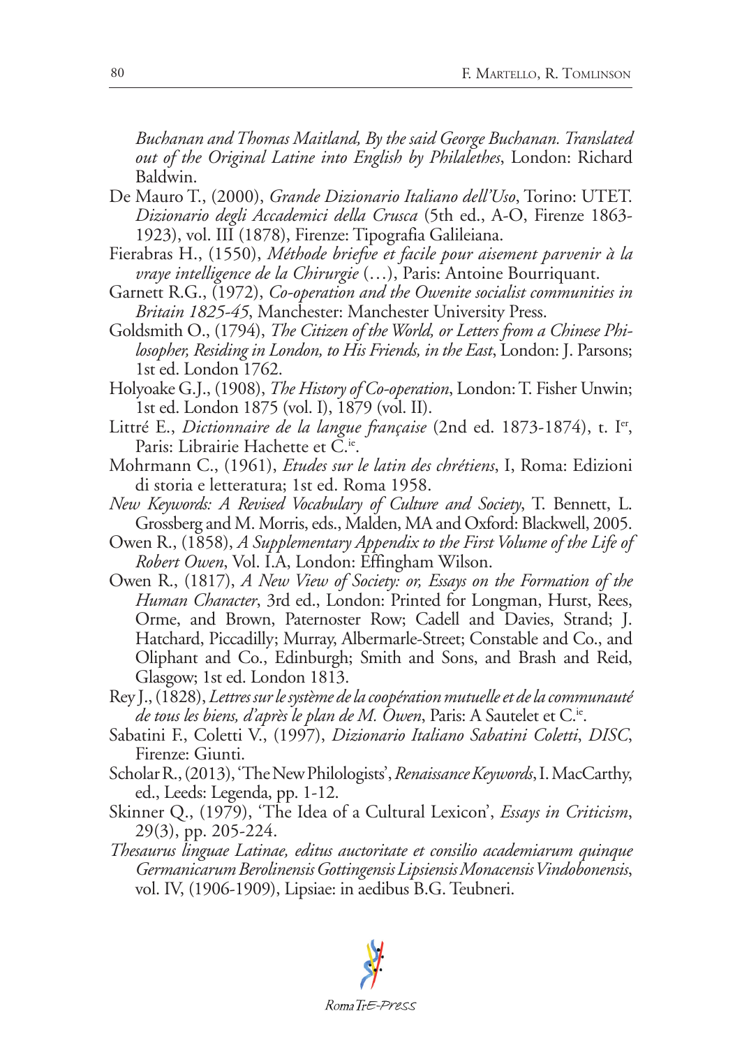*Buchanan and Thomas Maitland, By the said George Buchanan. Translated out of the Original Latine into English by Philalethes*, London: Richard Baldwin.

De Mauro T., (2000), *Grande Dizionario Italiano dell'Uso*, Torino: UTET.

*Dizionario degli Accademici della Crusca* (5th ed., A-O, Firenze 1863-1923), vol. III (1878), Firenze: Tipografia Galileiana.

Fierabras H., (1550), *Méthode briefve et facile pour aisement parvenir à la vraye intelligence de la Chirurgie* (…), Paris: Antoine Bourriquant.

Garnett R.G., (1972), *Co-operation and the Owenite socialist communities in Britain 1825-45*, Manchester: Manchester University Press.

Goldsmith O., (1794), *The Citizen of the World, or Letters from a Chinese Philosopher, Residing in London, to His Friends, in the East*, London: J. Parsons; 1st ed. London 1762.

Holyoake G.J., (1908), *The History of Co-operation*, London: T. Fisher Unwin; 1st ed. London 1875 (vol. I), 1879 (vol. II).

Littré E., *Dictionnaire de la langue française* (2nd ed. 1873-1874), t. I[er], Paris: Librairie Hachette et C.[ie].

Mohrmann C., (1961), *Etudes sur le latin des chrétiens*, I, Roma: Edizioni di storia e letteratura; 1st ed. Roma 1958.

*New Keywords: A Revised Vocabulary of Culture and Society*, T. Bennett, L. Grossberg and M. Morris, eds., Malden, MA and Oxford: Blackwell, 2005.

Owen R., (1858), *A Supplementary Appendix to the First Volume of the Life of Robert Owen*, Vol. I.A, London: Effingham Wilson.

Owen R., (1817), *A New View of Society: or, Essays on the Formation of the Human Character*, 3rd ed., London: Printed for Longman, Hurst, Rees, Orme, and Brown, Paternoster Row; Cadell and Davies, Strand; J. Hatchard, Piccadilly; Murray, Albermarle-Street; Constable and Co., and Oliphant and Co., Edinburgh; Smith and Sons, and Brash and Reid, Glasgow; 1st ed. London 1813.

Rey J., (1828), *Lettres sur le système de la coopération mutuelle et de la communauté de tous les biens, d'après le plan de M. Owen*, Paris: A Sautelet et C.[ie].

Sabatini F., Coletti V., (1997), *Dizionario Italiano Sabatini Coletti*, *DISC*, Firenze: Giunti.

Scholar R., (2013), 'The New Philologists', *Renaissance Keywords*, I. MacCarthy, ed., Leeds: Legenda, pp. 1-12.

Skinner Q., (1979), 'The Idea of a Cultural Lexicon', *Essays in Criticism*, 29(3), pp. 205-224.

*Thesaurus linguae Latinae, editus auctoritate et consilio academiarum quinque Germanicarum Berolinensis Gottingensis Lipsiensis Monacensis Vindobonensis*, vol. IV, (1906-1909), Lipsiae: in aedibus B.G. Teubneri.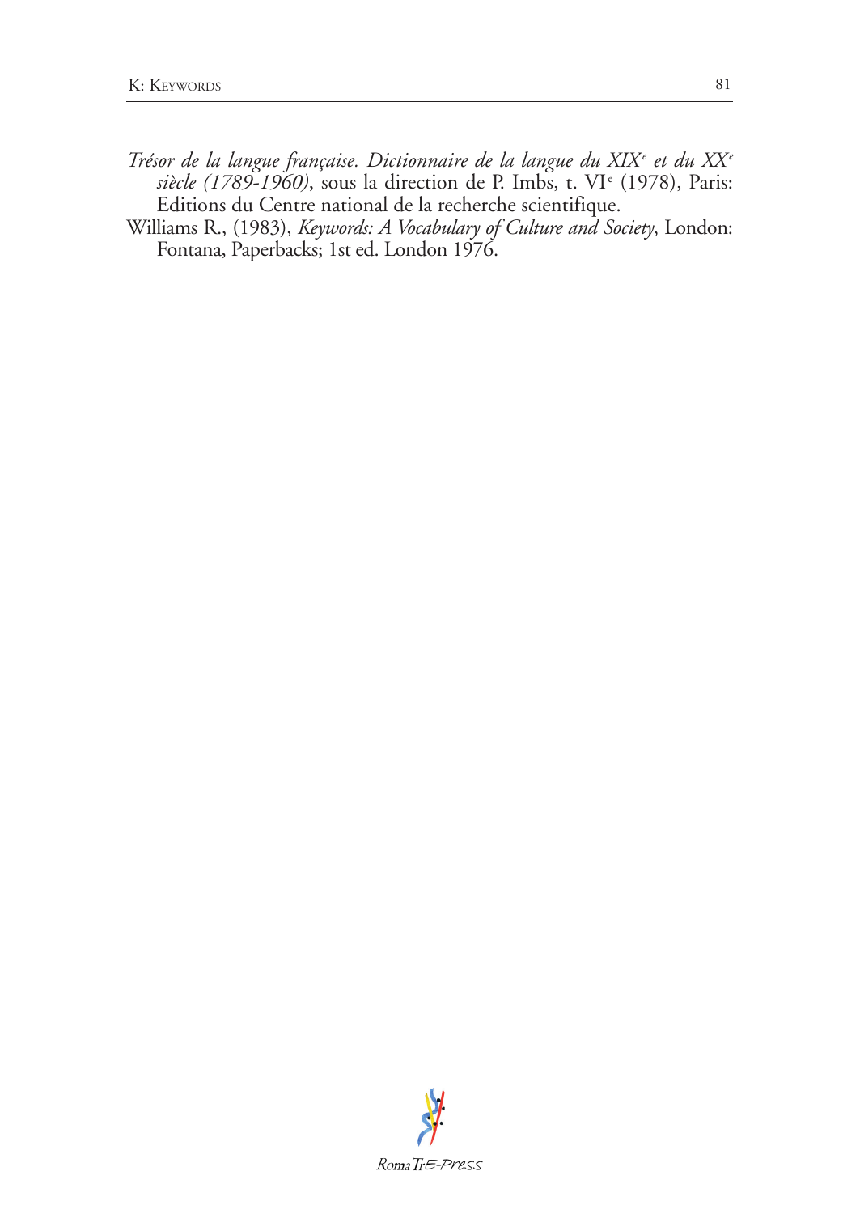*Trésor de la langue française. Dictionnaire de la langue du XIX*[e] *et du XX*[e] *siècle (1789-1960)*, sous la direction de P. Imbs, t. VI[e] (1978), Paris: Editions du Centre national de la recherche scientifique.

Williams R., (1983), *Keywords: A Vocabulary of Culture and Society*, London: Fontana, Paperbacks; 1st ed. London 1976.